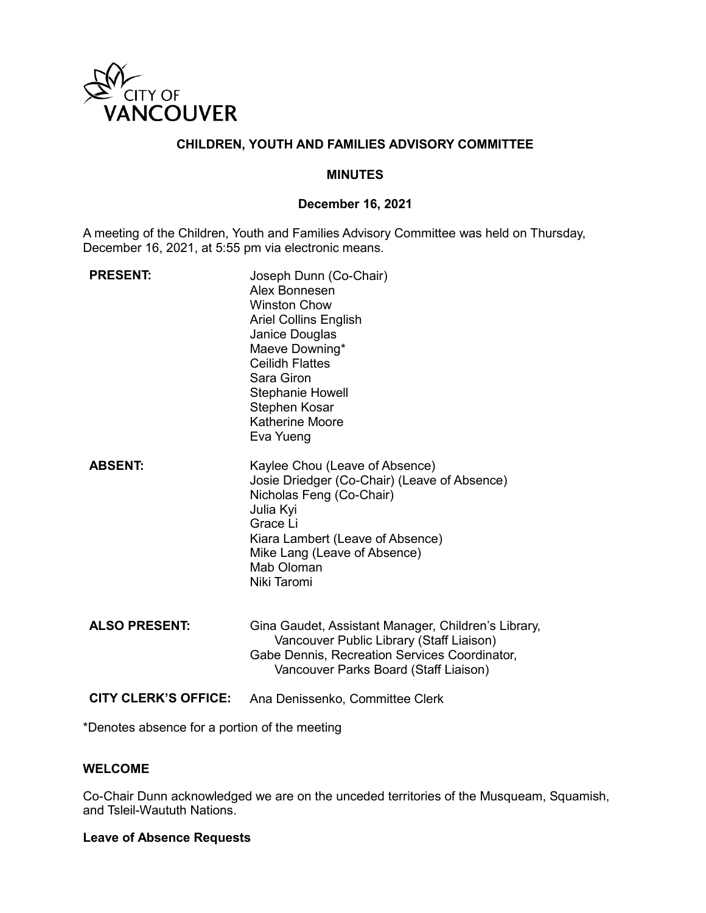# CHILDREN, YOUTH AND FAMILIES ADVISORY COMMITTEE

## MINUTES

### December 16, 2021

A meeting of the Children, Youth and Families Advisory Committee was held on Thursday, December 16, 2021, at 5:55 pm via electronic means.

**PRESENT:**
Joseph Dunn (Co-Chair)
Alex Bonnesen
Winston Chow
Ariel Collins English
Janice Douglas
Maeve Downing*
Ceilidh Flattes
Sara Giron
Stephanie Howell
Stephen Kosar
Katherine Moore
Eva Yueng

**ABSENT:**
Kaylee Chou (Leave of Absence)
Josie Driedger (Co-Chair) (Leave of Absence)
Nicholas Feng (Co-Chair)
Julia Kyi
Grace Li
Kiara Lambert (Leave of Absence)
Mike Lang (Leave of Absence)
Mab Oloman
Niki Taromi

**ALSO PRESENT:**
Gina Gaudet, Assistant Manager, Children's Library, Vancouver Public Library (Staff Liaison)
Gabe Dennis, Recreation Services Coordinator, Vancouver Parks Board (Staff Liaison)

**CITY CLERK'S OFFICE:** Ana Denissenko, Committee Clerk

*Denotes absence for a portion of the meeting

## WELCOME

Co-Chair Dunn acknowledged we are on the unceded territories of the Musqueam, Squamish, and Tsleil-Waututh Nations.

**Leave of Absence Requests**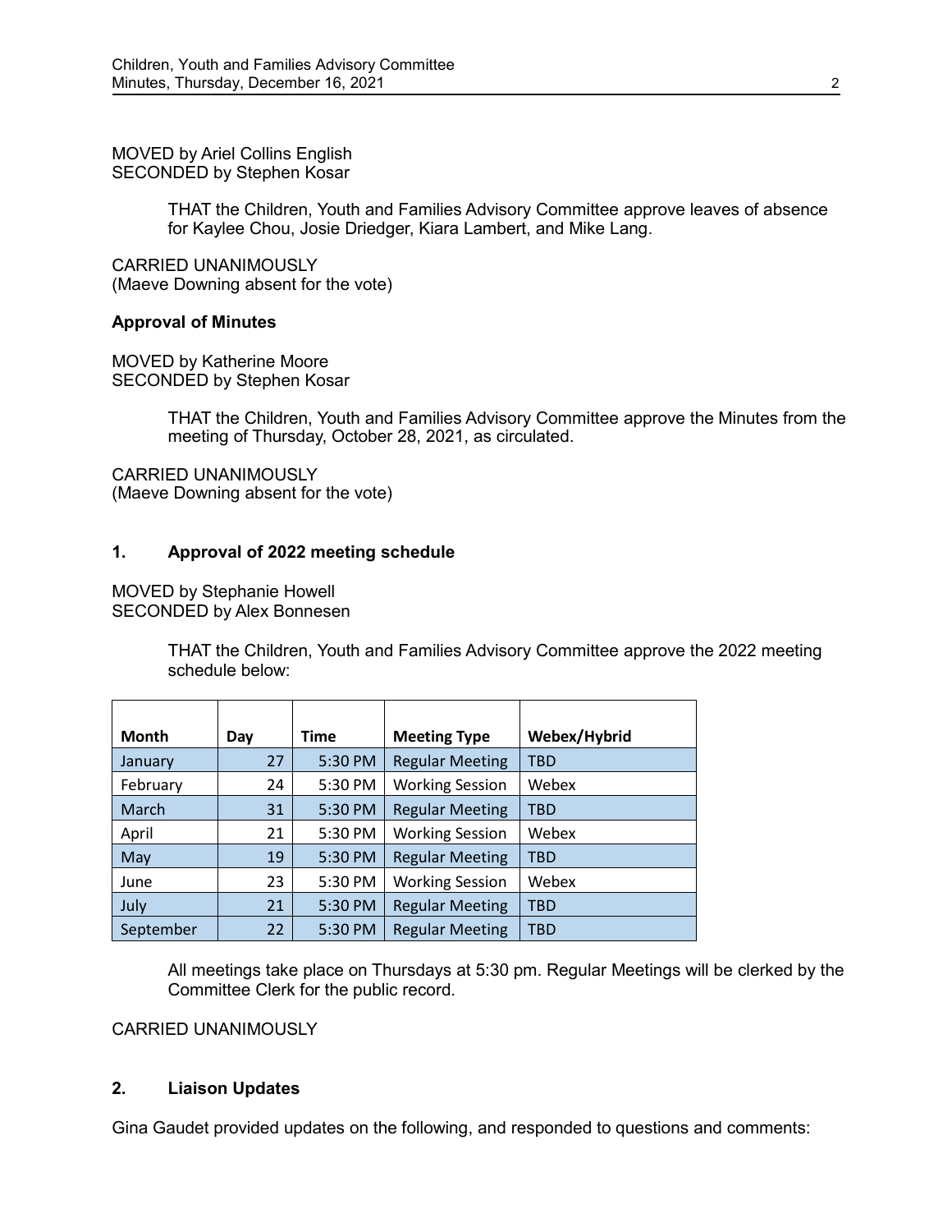MOVED by Ariel Collins English
SECONDED by Stephen Kosar

> THAT the Children, Youth and Families Advisory Committee approve leaves of absence for Kaylee Chou, Josie Driedger, Kiara Lambert, and Mike Lang.

CARRIED UNANIMOUSLY
(Maeve Downing absent for the vote)

**Approval of Minutes**

MOVED by Katherine Moore
SECONDED by Stephen Kosar

> THAT the Children, Youth and Families Advisory Committee approve the Minutes from the meeting of Thursday, October 28, 2021, as circulated.

CARRIED UNANIMOUSLY
(Maeve Downing absent for the vote)

### 1. Approval of 2022 meeting schedule

MOVED by Stephanie Howell
SECONDED by Alex Bonnesen

> THAT the Children, Youth and Families Advisory Committee approve the 2022 meeting schedule below:

| Month | Day | Time | Meeting Type | Webex/Hybrid |
|---|---|---|---|---|
| January | 27 | 5:30 PM | Regular Meeting | TBD |
| February | 24 | 5:30 PM | Working Session | Webex |
| March | 31 | 5:30 PM | Regular Meeting | TBD |
| April | 21 | 5:30 PM | Working Session | Webex |
| May | 19 | 5:30 PM | Regular Meeting | TBD |
| June | 23 | 5:30 PM | Working Session | Webex |
| July | 21 | 5:30 PM | Regular Meeting | TBD |
| September | 22 | 5:30 PM | Regular Meeting | TBD |

> All meetings take place on Thursdays at 5:30 pm. Regular Meetings will be clerked by the Committee Clerk for the public record.

CARRIED UNANIMOUSLY

### 2. Liaison Updates

Gina Gaudet provided updates on the following, and responded to questions and comments: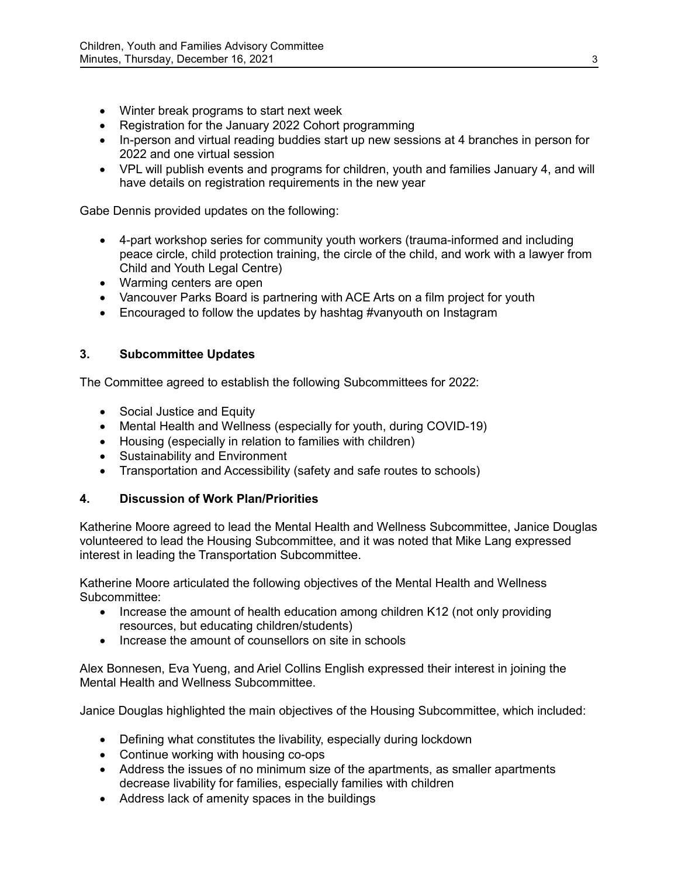- Winter break programs to start next week
- Registration for the January 2022 Cohort programming
- In-person and virtual reading buddies start up new sessions at 4 branches in person for 2022 and one virtual session
- VPL will publish events and programs for children, youth and families January 4, and will have details on registration requirements in the new year

Gabe Dennis provided updates on the following:

- 4-part workshop series for community youth workers (trauma-informed and including peace circle, child protection training, the circle of the child, and work with a lawyer from Child and Youth Legal Centre)
- Warming centers are open
- Vancouver Parks Board is partnering with ACE Arts on a film project for youth
- Encouraged to follow the updates by hashtag #vanyouth on Instagram

## 3. Subcommittee Updates

The Committee agreed to establish the following Subcommittees for 2022:

- Social Justice and Equity
- Mental Health and Wellness (especially for youth, during COVID-19)
- Housing (especially in relation to families with children)
- Sustainability and Environment
- Transportation and Accessibility (safety and safe routes to schools)

## 4. Discussion of Work Plan/Priorities

Katherine Moore agreed to lead the Mental Health and Wellness Subcommittee, Janice Douglas volunteered to lead the Housing Subcommittee, and it was noted that Mike Lang expressed interest in leading the Transportation Subcommittee.

Katherine Moore articulated the following objectives of the Mental Health and Wellness Subcommittee:

- Increase the amount of health education among children K12 (not only providing resources, but educating children/students)
- Increase the amount of counsellors on site in schools

Alex Bonnesen, Eva Yueng, and Ariel Collins English expressed their interest in joining the Mental Health and Wellness Subcommittee.

Janice Douglas highlighted the main objectives of the Housing Subcommittee, which included:

- Defining what constitutes the livability, especially during lockdown
- Continue working with housing co-ops
- Address the issues of no minimum size of the apartments, as smaller apartments decrease livability for families, especially families with children
- Address lack of amenity spaces in the buildings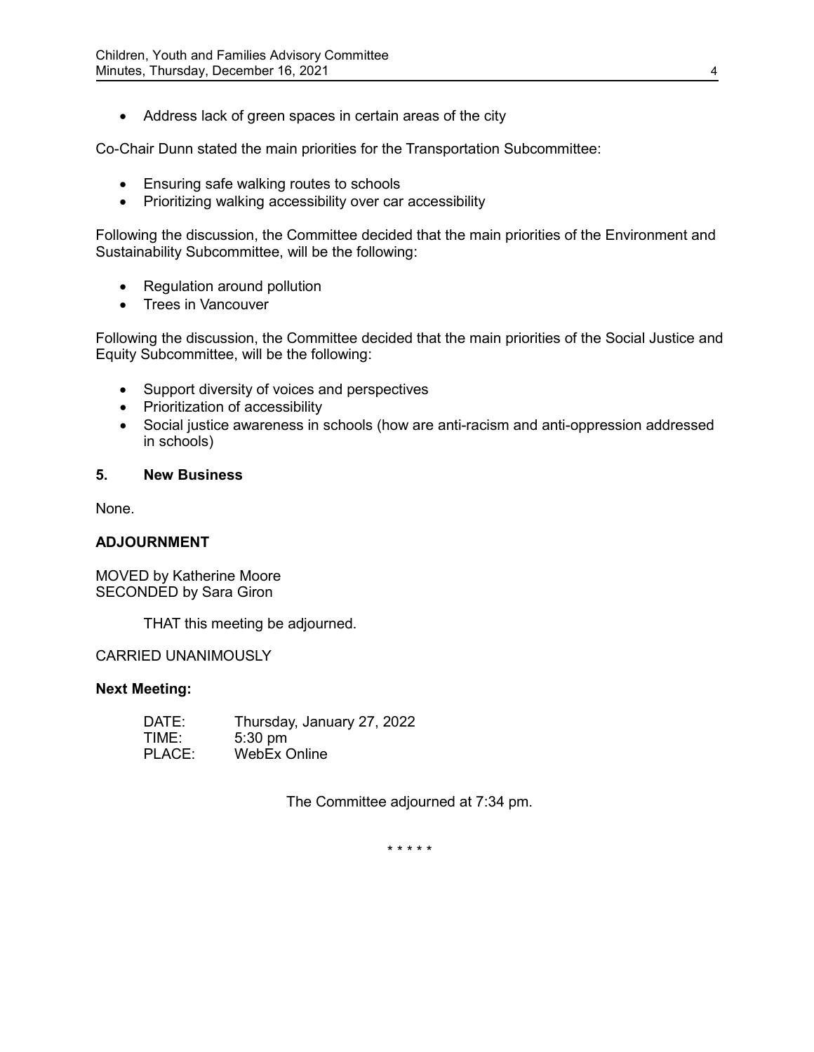- Address lack of green spaces in certain areas of the city

Co-Chair Dunn stated the main priorities for the Transportation Subcommittee:

- Ensuring safe walking routes to schools
- Prioritizing walking accessibility over car accessibility

Following the discussion, the Committee decided that the main priorities of the Environment and Sustainability Subcommittee, will be the following:

- Regulation around pollution
- Trees in Vancouver

Following the discussion, the Committee decided that the main priorities of the Social Justice and Equity Subcommittee, will be the following:

- Support diversity of voices and perspectives
- Prioritization of accessibility
- Social justice awareness in schools (how are anti-racism and anti-oppression addressed in schools)

## 5. New Business

None.

## ADJOURNMENT

MOVED by Katherine Moore
SECONDED by Sara Giron

> THAT this meeting be adjourned.

CARRIED UNANIMOUSLY

**Next Meeting:**

| | |
|---|---|
| DATE: | Thursday, January 27, 2022 |
| TIME: | 5:30 pm |
| PLACE: | WebEx Online |

The Committee adjourned at 7:34 pm.

\* \* \* \* \*